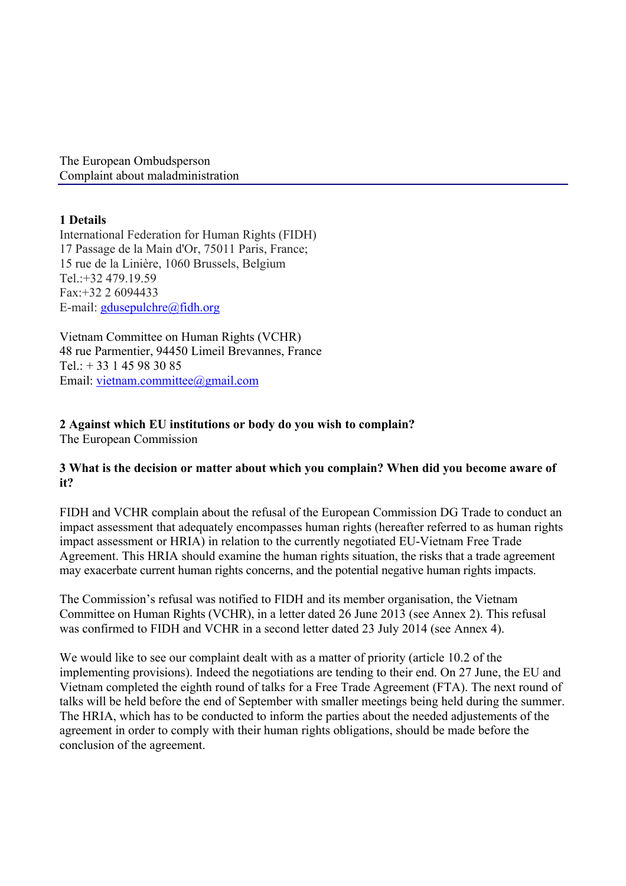The European Ombudsperson
Complaint about maladministration

---

**1 Details**
International Federation for Human Rights (FIDH)
17 Passage de la Main d'Or, 75011 Paris, France;
15 rue de la Linière, 1060 Brussels, Belgium
Tel.:+32 479.19.59
Fax:+32 2 6094433
E-mail: gdusepulchre@fidh.org

Vietnam Committee on Human Rights (VCHR)
48 rue Parmentier, 94450 Limeil Brevannes, France
Tel.: + 33 1 45 98 30 85
Email: vietnam.committee@gmail.com

**2 Against which EU institutions or body do you wish to complain?**
The European Commission

**3 What is the decision or matter about which you complain? When did you become aware of it?**

FIDH and VCHR complain about the refusal of the European Commission DG Trade to conduct an impact assessment that adequately encompasses human rights (hereafter referred to as human rights impact assessment or HRIA) in relation to the currently negotiated EU-Vietnam Free Trade Agreement. This HRIA should examine the human rights situation, the risks that a trade agreement may exacerbate current human rights concerns, and the potential negative human rights impacts.

The Commission's refusal was notified to FIDH and its member organisation, the Vietnam Committee on Human Rights (VCHR), in a letter dated 26 June 2013 (see Annex 2). This refusal was confirmed to FIDH and VCHR in a second letter dated 23 July 2014 (see Annex 4).

We would like to see our complaint dealt with as a matter of priority (article 10.2 of the implementing provisions). Indeed the negotiations are tending to their end. On 27 June, the EU and Vietnam completed the eighth round of talks for a Free Trade Agreement (FTA). The next round of talks will be held before the end of September with smaller meetings being held during the summer. The HRIA, which has to be conducted to inform the parties about the needed adjustements of the agreement in order to comply with their human rights obligations, should be made before the conclusion of the agreement.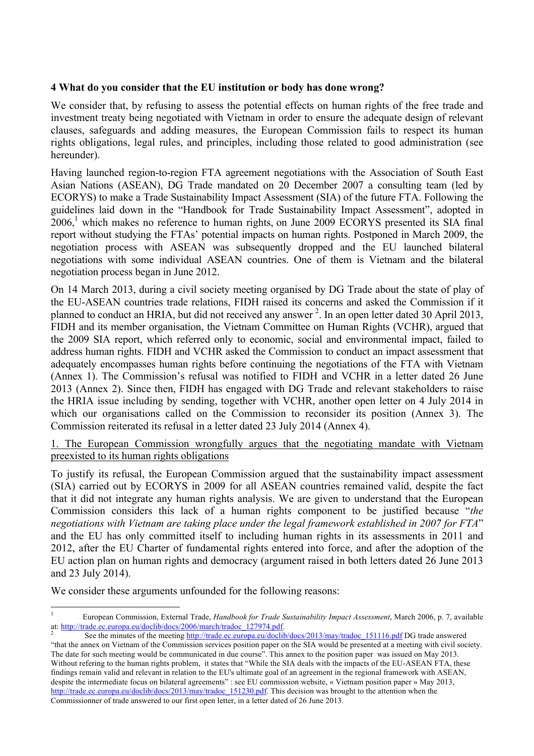**4 What do you consider that the EU institution or body has done wrong?**

We consider that, by refusing to assess the potential effects on human rights of the free trade and investment treaty being negotiated with Vietnam in order to ensure the adequate design of relevant clauses, safeguards and adding measures, the European Commission fails to respect its human rights obligations, legal rules, and principles, including those related to good administration (see hereunder).

Having launched region-to-region FTA agreement negotiations with the Association of South East Asian Nations (ASEAN), DG Trade mandated on 20 December 2007 a consulting team (led by ECORYS) to make a Trade Sustainability Impact Assessment (SIA) of the future FTA. Following the guidelines laid down in the "Handbook for Trade Sustainability Impact Assessment", adopted in 2006,[1] which makes no reference to human rights, on June 2009 ECORYS presented its SIA final report without studying the FTAs' potential impacts on human rights. Postponed in March 2009, the negotiation process with ASEAN was subsequently dropped and the EU launched bilateral negotiations with some individual ASEAN countries. One of them is Vietnam and the bilateral negotiation process began in June 2012.

On 14 March 2013, during a civil society meeting organised by DG Trade about the state of play of the EU-ASEAN countries trade relations, FIDH raised its concerns and asked the Commission if it planned to conduct an HRIA, but did not received any answer [2]. In an open letter dated 30 April 2013, FIDH and its member organisation, the Vietnam Committee on Human Rights (VCHR), argued that the 2009 SIA report, which referred only to economic, social and environmental impact, failed to address human rights. FIDH and VCHR asked the Commission to conduct an impact assessment that adequately encompasses human rights before continuing the negotiations of the FTA with Vietnam (Annex 1). The Commission's refusal was notified to FIDH and VCHR in a letter dated 26 June 2013 (Annex 2). Since then, FIDH has engaged with DG Trade and relevant stakeholders to raise the HRIA issue including by sending, together with VCHR, another open letter on 4 July 2014 in which our organisations called on the Commission to reconsider its position (Annex 3). The Commission reiterated its refusal in a letter dated 23 July 2014 (Annex 4).

<u>1. The European Commission wrongfully argues that the negotiating mandate with Vietnam preexisted to its human rights obligations</u>

To justify its refusal, the European Commission argued that the sustainability impact assessment (SIA) carried out by ECORYS in 2009 for all ASEAN countries remained valid, despite the fact that it did not integrate any human rights analysis. We are given to understand that the European Commission considers this lack of a human rights component to be justified because "*the negotiations with Vietnam are taking place under the legal framework established in 2007 for FTA*" and the EU has only committed itself to including human rights in its assessments in 2011 and 2012, after the EU Charter of fundamental rights entered into force, and after the adoption of the EU action plan on human rights and democracy (argument raised in both letters dated 26 June 2013 and 23 July 2014).

We consider these arguments unfounded for the following reasons:

---

[1] European Commission, External Trade, *Handbook for Trade Sustainability Impact Assessment*, March 2006, p. 7, available at: http://trade.ec.europa.eu/doclib/docs/2006/march/tradoc_127974.pdf.

[2] See the minutes of the meeting http://trade.ec.europa.eu/doclib/docs/2013/may/tradoc_151116.pdf DG trade answered "that the annex on Vietnam of the Commission services position paper on the SIA would be presented at a meeting with civil society. The date for such meeting would be communicated in due course". This annex to the position paper was issued on May 2013. Without refering to the human rights problem, it states that "While the SIA deals with the impacts of the EU-ASEAN FTA, these findings remain valid and relevant in relation to the EU's ultimate goal of an agreement in the regional framework with ASEAN, despite the intermediate focus on bilateral agreements" : see EU commission website, « Vietnam position paper » May 2013, http://trade.ec.europa.eu/doclib/docs/2013/may/tradoc_151230.pdf. This decision was brought to the attention when the Commissionner of trade answered to our first open letter, in a letter dated of 26 June 2013.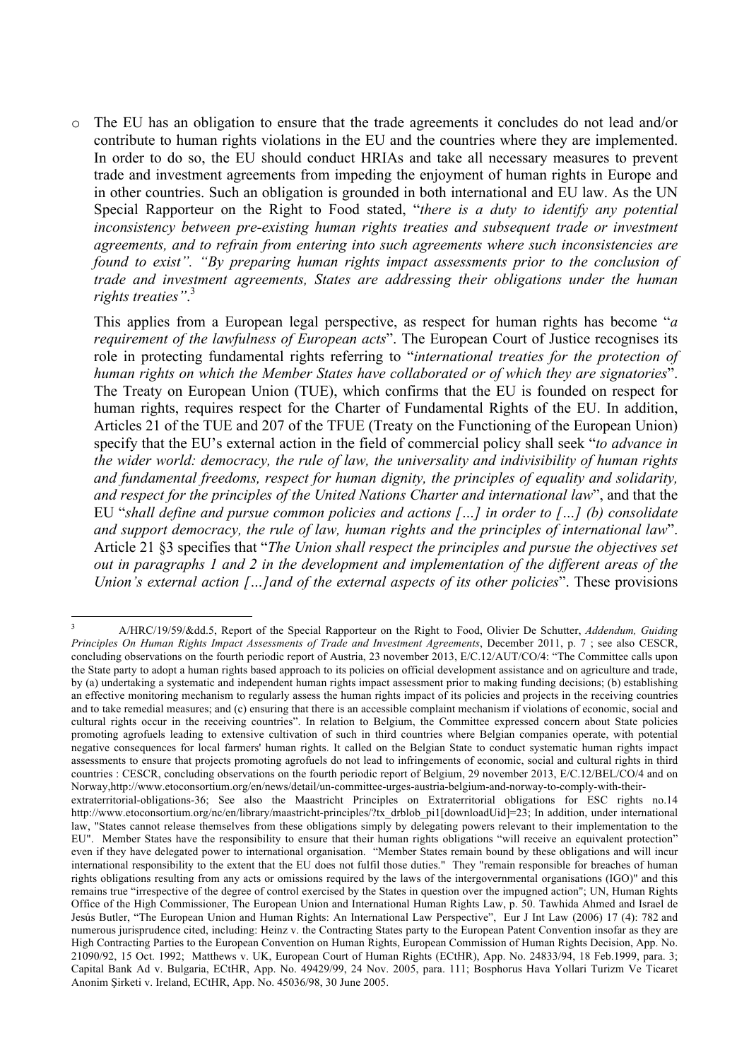- The EU has an obligation to ensure that the trade agreements it concludes do not lead and/or contribute to human rights violations in the EU and the countries where they are implemented. In order to do so, the EU should conduct HRIAs and take all necessary measures to prevent trade and investment agreements from impeding the enjoyment of human rights in Europe and in other countries. Such an obligation is grounded in both international and EU law. As the UN Special Rapporteur on the Right to Food stated, "*there is a duty to identify any potential inconsistency between pre-existing human rights treaties and subsequent trade or investment agreements, and to refrain from entering into such agreements where such inconsistencies are found to exist". "By preparing human rights impact assessments prior to the conclusion of trade and investment agreements, States are addressing their obligations under the human rights treaties"*.[3]

  This applies from a European legal perspective, as respect for human rights has become "*a requirement of the lawfulness of European acts*". The European Court of Justice recognises its role in protecting fundamental rights referring to "*international treaties for the protection of human rights on which the Member States have collaborated or of which they are signatories*". The Treaty on European Union (TUE), which confirms that the EU is founded on respect for human rights, requires respect for the Charter of Fundamental Rights of the EU. In addition, Articles 21 of the TUE and 207 of the TFUE (Treaty on the Functioning of the European Union) specify that the EU's external action in the field of commercial policy shall seek "*to advance in the wider world: democracy, the rule of law, the universality and indivisibility of human rights and fundamental freedoms, respect for human dignity, the principles of equality and solidarity, and respect for the principles of the United Nations Charter and international law*", and that the EU "*shall define and pursue common policies and actions […] in order to […] (b) consolidate and support democracy, the rule of law, human rights and the principles of international law*". Article 21 §3 specifies that "*The Union shall respect the principles and pursue the objectives set out in paragraphs 1 and 2 in the development and implementation of the different areas of the Union's external action […]and of the external aspects of its other policies*". These provisions

---

[3] A/HRC/19/59/&dd.5, Report of the Special Rapporteur on the Right to Food, Olivier De Schutter, *Addendum, Guiding Principles On Human Rights Impact Assessments of Trade and Investment Agreements*, December 2011, p. 7 ; see also CESCR, concluding observations on the fourth periodic report of Austria, 23 november 2013, E/C.12/AUT/CO/4: "The Committee calls upon the State party to adopt a human rights based approach to its policies on official development assistance and on agriculture and trade, by (a) undertaking a systematic and independent human rights impact assessment prior to making funding decisions; (b) establishing an effective monitoring mechanism to regularly assess the human rights impact of its policies and projects in the receiving countries and to take remedial measures; and (c) ensuring that there is an accessible complaint mechanism if violations of economic, social and cultural rights occur in the receiving countries". In relation to Belgium, the Committee expressed concern about State policies promoting agrofuels leading to extensive cultivation of such in third countries where Belgian companies operate, with potential negative consequences for local farmers' human rights. It called on the Belgian State to conduct systematic human rights impact assessments to ensure that projects promoting agrofuels do not lead to infringements of economic, social and cultural rights in third countries : CESCR, concluding observations on the fourth periodic report of Belgium, 29 november 2013, E/C.12/BEL/CO/4 and on Norway,http://www.etoconsortium.org/en/news/detail/un-committee-urges-austria-belgium-and-norway-to-comply-with-their-extraterritorial-obligations-36; See also the Maastricht Principles on Extraterritorial obligations for ESC rights no.14 http://www.etoconsortium.org/nc/en/library/maastricht-principles/?tx_drblob_pi1[downloadUid]=23; In addition, under international law, "States cannot release themselves from these obligations simply by delegating powers relevant to their implementation to the EU". Member States have the responsibility to ensure that their human rights obligations "will receive an equivalent protection" even if they have delegated power to international organisation. "Member States remain bound by these obligations and will incur international responsibility to the extent that the EU does not fulfil those duties." They "remain responsible for breaches of human rights obligations resulting from any acts or omissions required by the laws of the intergovernmental organisations (IGO)" and this remains true "irrespective of the degree of control exercised by the States in question over the impugned action"; UN, Human Rights Office of the High Commissioner, The European Union and International Human Rights Law, p. 50. Tawhida Ahmed and Israel de Jesús Butler, "The European Union and Human Rights: An International Law Perspective", Eur J Int Law (2006) 17 (4): 782 and numerous jurisprudence cited, including: Heinz v. the Contracting States party to the European Patent Convention insofar as they are High Contracting Parties to the European Convention on Human Rights, European Commission of Human Rights Decision, App. No. 21090/92, 15 Oct. 1992; Matthews v. UK, European Court of Human Rights (ECtHR), App. No. 24833/94, 18 Feb.1999, para. 3; Capital Bank Ad v. Bulgaria, ECtHR, App. No. 49429/99, 24 Nov. 2005, para. 111; Bosphorus Hava Yollari Turizm Ve Ticaret Anonim Şirketi v. Ireland, ECtHR, App. No. 45036/98, 30 June 2005.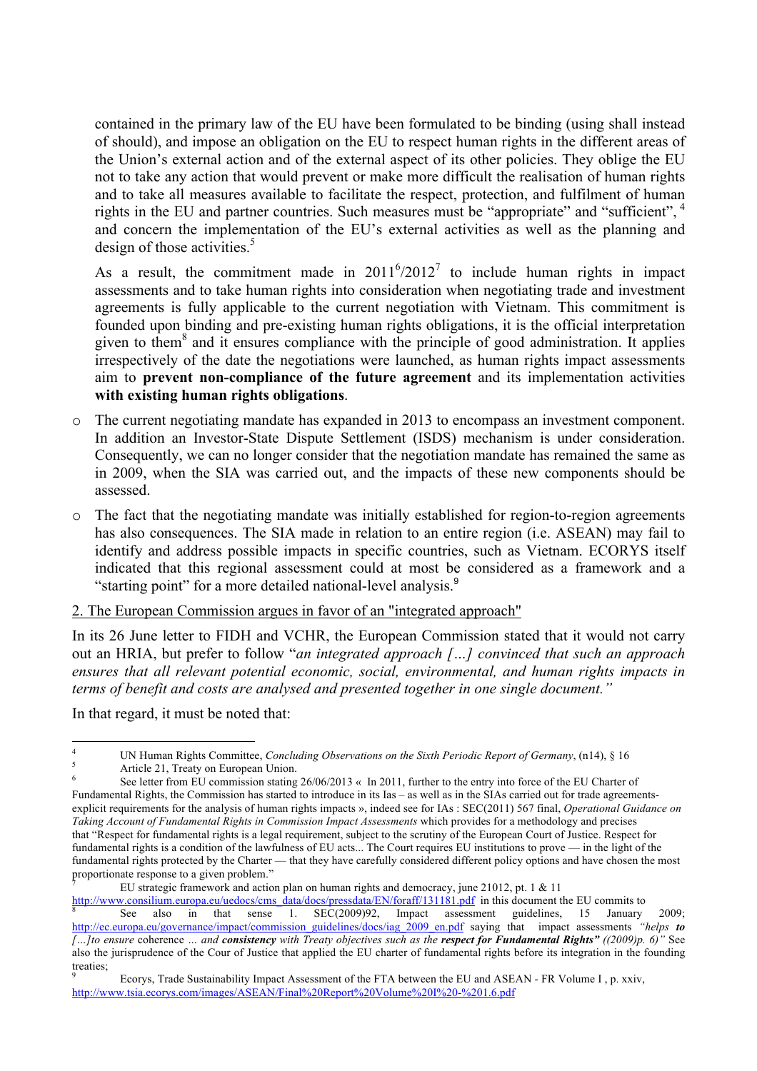contained in the primary law of the EU have been formulated to be binding (using shall instead of should), and impose an obligation on the EU to respect human rights in the different areas of the Union's external action and of the external aspect of its other policies. They oblige the EU not to take any action that would prevent or make more difficult the realisation of human rights and to take all measures available to facilitate the respect, protection, and fulfilment of human rights in the EU and partner countries. Such measures must be "appropriate" and "sufficient", [4] and concern the implementation of the EU's external activities as well as the planning and design of those activities.[5]

As a result, the commitment made in 2011[6]/2012[7] to include human rights in impact assessments and to take human rights into consideration when negotiating trade and investment agreements is fully applicable to the current negotiation with Vietnam. This commitment is founded upon binding and pre-existing human rights obligations, it is the official interpretation given to them[8] and it ensures compliance with the principle of good administration. It applies irrespectively of the date the negotiations were launched, as human rights impact assessments aim to **prevent non-compliance of the future agreement** and its implementation activities **with existing human rights obligations**.

- The current negotiating mandate has expanded in 2013 to encompass an investment component. In addition an Investor-State Dispute Settlement (ISDS) mechanism is under consideration. Consequently, we can no longer consider that the negotiation mandate has remained the same as in 2009, when the SIA was carried out, and the impacts of these new components should be assessed.
- The fact that the negotiating mandate was initially established for region-to-region agreements has also consequences. The SIA made in relation to an entire region (i.e. ASEAN) may fail to identify and address possible impacts in specific countries, such as Vietnam. ECORYS itself indicated that this regional assessment could at most be considered as a framework and a "starting point" for a more detailed national-level analysis.[9]

2. The European Commission argues in favor of an "integrated approach"

In its 26 June letter to FIDH and VCHR, the European Commission stated that it would not carry out an HRIA, but prefer to follow "*an integrated approach […] convinced that such an approach ensures that all relevant potential economic, social, environmental, and human rights impacts in terms of benefit and costs are analysed and presented together in one single document.*"

In that regard, it must be noted that:

---

[4] UN Human Rights Committee, *Concluding Observations on the Sixth Periodic Report of Germany*, (n14), § 16

[5] Article 21, Treaty on European Union.

[6] See letter from EU commission stating 26/06/2013 « In 2011, further to the entry into force of the EU Charter of Fundamental Rights, the Commission has started to introduce in its Ias – as well as in the SIAs carried out for trade agreements- explicit requirements for the analysis of human rights impacts », indeed see for IAs : SEC(2011) 567 final, *Operational Guidance on Taking Account of Fundamental Rights in Commission Impact Assessments* which provides for a methodology and precises that "Respect for fundamental rights is a legal requirement, subject to the scrutiny of the European Court of Justice. Respect for fundamental rights is a condition of the lawfulness of EU acts... The Court requires EU institutions to prove — in the light of the fundamental rights protected by the Charter — that they have carefully considered different policy options and have chosen the most proportionate response to a given problem."

[7] EU strategic framework and action plan on human rights and democracy, june 21012, pt. 1 & 11 http://www.consilium.europa.eu/uedocs/cms_data/docs/pressdata/EN/foraff/131181.pdf in this document the EU commits to

[8] See also in that sense 1. SEC(2009)92, Impact assessment guidelines, 15 January 2009; http://ec.europa.eu/governance/impact/commission_guidelines/docs/iag_2009_en.pdf saying that impact assessments *"helps **to** […]to ensure* coherence *... and **consistency** with Treaty objectives such as the **respect for Fundamental Rights"** ((2009)p. 6)"* See also the jurisprudence of the Cour of Justice that applied the EU charter of fundamental rights before its integration in the founding treaties;

[9] Ecorys, Trade Sustainability Impact Assessment of the FTA between the EU and ASEAN - FR Volume I , p. xxiv, http://www.tsia.ecorys.com/images/ASEAN/Final%20Report%20Volume%20I%20-%201.6.pdf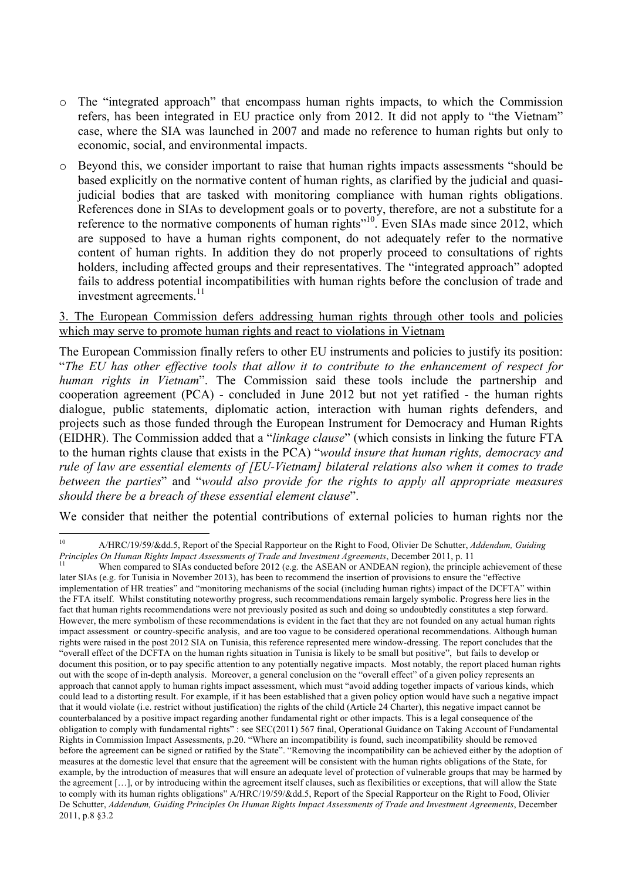- The "integrated approach" that encompass human rights impacts, to which the Commission refers, has been integrated in EU practice only from 2012. It did not apply to "the Vietnam" case, where the SIA was launched in 2007 and made no reference to human rights but only to economic, social, and environmental impacts.
- Beyond this, we consider important to raise that human rights impacts assessments "should be based explicitly on the normative content of human rights, as clarified by the judicial and quasi-judicial bodies that are tasked with monitoring compliance with human rights obligations. References done in SIAs to development goals or to poverty, therefore, are not a substitute for a reference to the normative components of human rights"[10]. Even SIAs made since 2012, which are supposed to have a human rights component, do not adequately refer to the normative content of human rights. In addition they do not properly proceed to consultations of rights holders, including affected groups and their representatives. The "integrated approach" adopted fails to address potential incompatibilities with human rights before the conclusion of trade and investment agreements.[11]

<u>3. The European Commission defers addressing human rights through other tools and policies which may serve to promote human rights and react to violations in Vietnam</u>

The European Commission finally refers to other EU instruments and policies to justify its position: "*The EU has other effective tools that allow it to contribute to the enhancement of respect for human rights in Vietnam*". The Commission said these tools include the partnership and cooperation agreement (PCA) - concluded in June 2012 but not yet ratified - the human rights dialogue, public statements, diplomatic action, interaction with human rights defenders, and projects such as those funded through the European Instrument for Democracy and Human Rights (EIDHR). The Commission added that a "*linkage clause*" (which consists in linking the future FTA to the human rights clause that exists in the PCA) "*would insure that human rights, democracy and rule of law are essential elements of [EU-Vietnam] bilateral relations also when it comes to trade between the parties*" and "*would also provide for the rights to apply all appropriate measures should there be a breach of these essential element clause*".

We consider that neither the potential contributions of external policies to human rights nor the

---

[10] A/HRC/19/59/&dd.5, Report of the Special Rapporteur on the Right to Food, Olivier De Schutter, *Addendum, Guiding Principles On Human Rights Impact Assessments of Trade and Investment Agreements*, December 2011, p. 11

[11] When compared to SIAs conducted before 2012 (e.g. the ASEAN or ANDEAN region), the principle achievement of these later SIAs (e.g. for Tunisia in November 2013), has been to recommend the insertion of provisions to ensure the "effective implementation of HR treaties" and "monitoring mechanisms of the social (including human rights) impact of the DCFTA" within the FTA itself. Whilst constituting noteworthy progress, such recommendations remain largely symbolic. Progress here lies in the fact that human rights recommendations were not previously posited as such and doing so undoubtedly constitutes a step forward. However, the mere symbolism of these recommendations is evident in the fact that they are not founded on any actual human rights impact assessment or country-specific analysis, and are too vague to be considered operational recommendations. Although human rights were raised in the post 2012 SIA on Tunisia, this reference represented mere window-dressing. The report concludes that the "overall effect of the DCFTA on the human rights situation in Tunisia is likely to be small but positive", but fails to develop or document this position, or to pay specific attention to any potentially negative impacts. Most notably, the report placed human rights out with the scope of in-depth analysis. Moreover, a general conclusion on the "overall effect" of a given policy represents an approach that cannot apply to human rights impact assessment, which must "avoid adding together impacts of various kinds, which could lead to a distorting result. For example, if it has been established that a given policy option would have such a negative impact that it would violate (i.e. restrict without justification) the rights of the child (Article 24 Charter), this negative impact cannot be counterbalanced by a positive impact regarding another fundamental right or other impacts. This is a legal consequence of the obligation to comply with fundamental rights" : see SEC(2011) 567 final, Operational Guidance on Taking Account of Fundamental Rights in Commission Impact Assessments, p.20. "Where an incompatibility is found, such incompatibility should be removed before the agreement can be signed or ratified by the State". "Removing the incompatibility can be achieved either by the adoption of measures at the domestic level that ensure that the agreement will be consistent with the human rights obligations of the State, for example, by the introduction of measures that will ensure an adequate level of protection of vulnerable groups that may be harmed by the agreement […], or by introducing within the agreement itself clauses, such as flexibilities or exceptions, that will allow the State to comply with its human rights obligations" A/HRC/19/59/&dd.5, Report of the Special Rapporteur on the Right to Food, Olivier De Schutter, *Addendum, Guiding Principles On Human Rights Impact Assessments of Trade and Investment Agreements*, December 2011, p.8 §3.2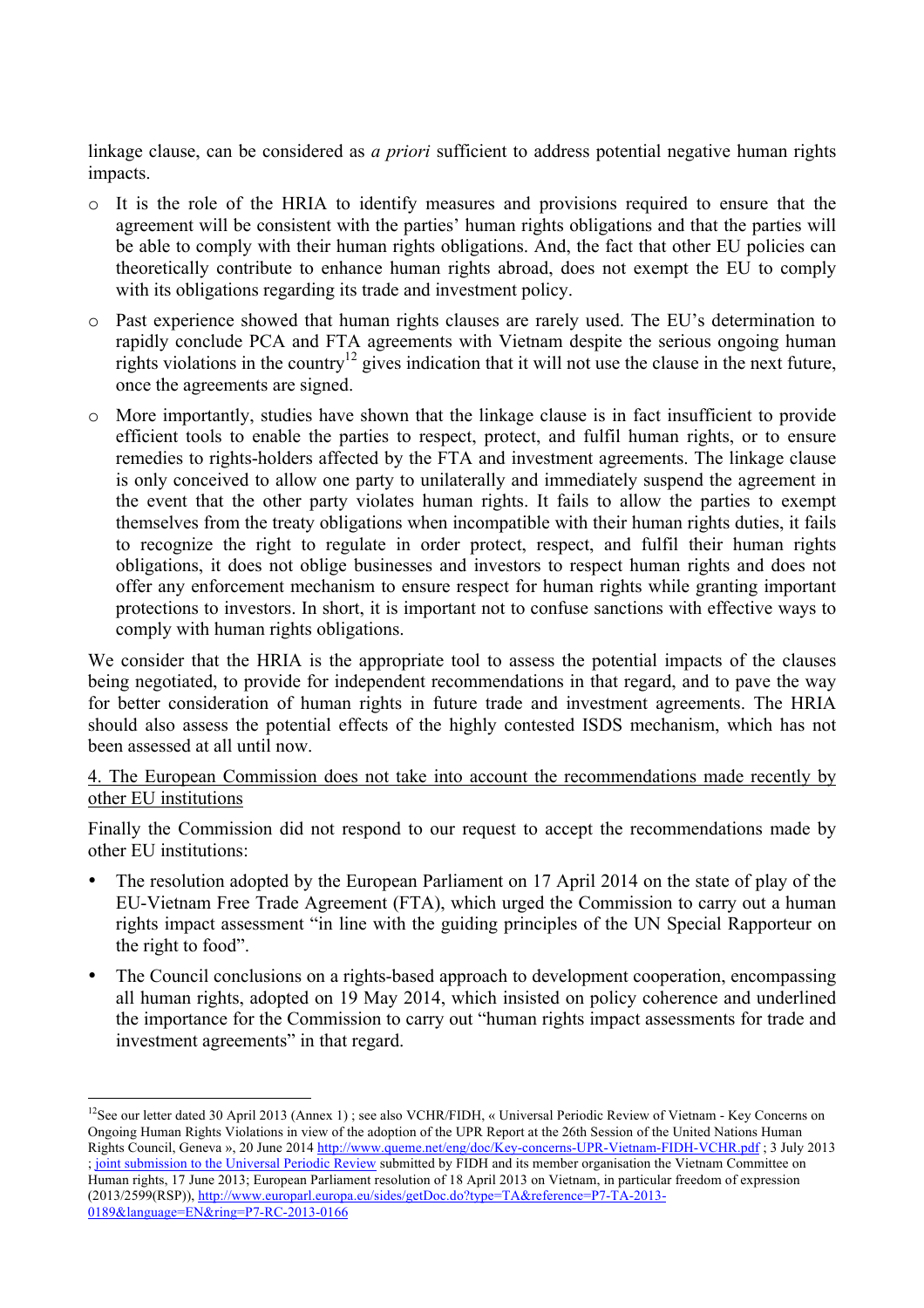linkage clause, can be considered as *a priori* sufficient to address potential negative human rights impacts.

- It is the role of the HRIA to identify measures and provisions required to ensure that the agreement will be consistent with the parties' human rights obligations and that the parties will be able to comply with their human rights obligations. And, the fact that other EU policies can theoretically contribute to enhance human rights abroad, does not exempt the EU to comply with its obligations regarding its trade and investment policy.
- Past experience showed that human rights clauses are rarely used. The EU's determination to rapidly conclude PCA and FTA agreements with Vietnam despite the serious ongoing human rights violations in the country[12] gives indication that it will not use the clause in the next future, once the agreements are signed.
- More importantly, studies have shown that the linkage clause is in fact insufficient to provide efficient tools to enable the parties to respect, protect, and fulfil human rights, or to ensure remedies to rights-holders affected by the FTA and investment agreements. The linkage clause is only conceived to allow one party to unilaterally and immediately suspend the agreement in the event that the other party violates human rights. It fails to allow the parties to exempt themselves from the treaty obligations when incompatible with their human rights duties, it fails to recognize the right to regulate in order protect, respect, and fulfil their human rights obligations, it does not oblige businesses and investors to respect human rights and does not offer any enforcement mechanism to ensure respect for human rights while granting important protections to investors. In short, it is important not to confuse sanctions with effective ways to comply with human rights obligations.

We consider that the HRIA is the appropriate tool to assess the potential impacts of the clauses being negotiated, to provide for independent recommendations in that regard, and to pave the way for better consideration of human rights in future trade and investment agreements. The HRIA should also assess the potential effects of the highly contested ISDS mechanism, which has not been assessed at all until now.

<u>4. The European Commission does not take into account the recommendations made recently by other EU institutions</u>

Finally the Commission did not respond to our request to accept the recommendations made by other EU institutions:

- The resolution adopted by the European Parliament on 17 April 2014 on the state of play of the EU-Vietnam Free Trade Agreement (FTA), which urged the Commission to carry out a human rights impact assessment "in line with the guiding principles of the UN Special Rapporteur on the right to food".
- The Council conclusions on a rights-based approach to development cooperation, encompassing all human rights, adopted on 19 May 2014, which insisted on policy coherence and underlined the importance for the Commission to carry out "human rights impact assessments for trade and investment agreements" in that regard.

---

[12] See our letter dated 30 April 2013 (Annex 1) ; see also VCHR/FIDH, « Universal Periodic Review of Vietnam - Key Concerns on Ongoing Human Rights Violations in view of the adoption of the UPR Report at the 26th Session of the United Nations Human Rights Council, Geneva », 20 June 2014 http://www.queme.net/eng/doc/Key-concerns-UPR-Vietnam-FIDH-VCHR.pdf ; 3 July 2013 ; joint submission to the Universal Periodic Review submitted by FIDH and its member organisation the Vietnam Committee on Human rights, 17 June 2013; European Parliament resolution of 18 April 2013 on Vietnam, in particular freedom of expression (2013/2599(RSP)), http://www.europarl.europa.eu/sides/getDoc.do?type=TA&reference=P7-TA-2013-0189&language=EN&ring=P7-RC-2013-0166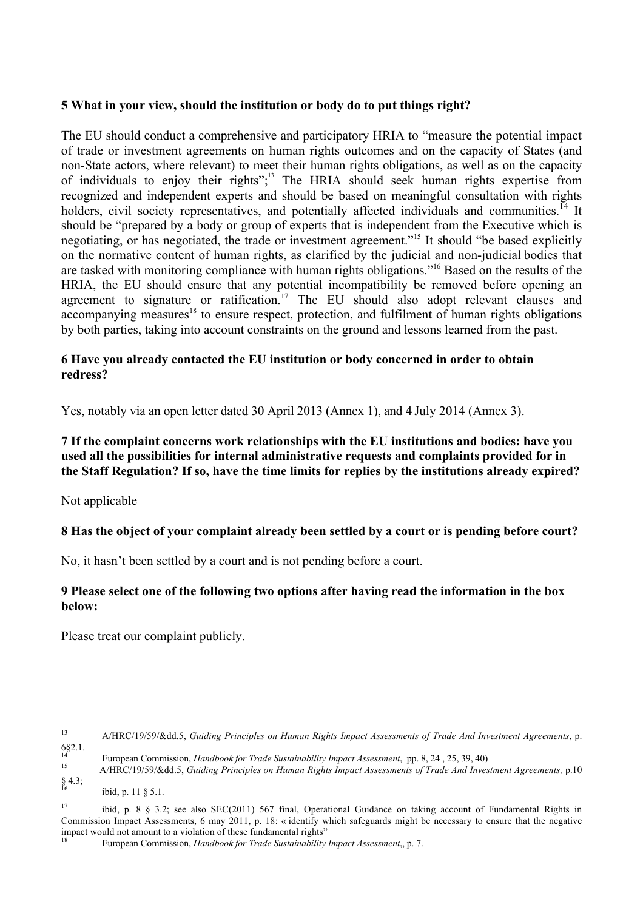**5 What in your view, should the institution or body do to put things right?**

The EU should conduct a comprehensive and participatory HRIA to "measure the potential impact of trade or investment agreements on human rights outcomes and on the capacity of States (and non-State actors, where relevant) to meet their human rights obligations, as well as on the capacity of individuals to enjoy their rights";[13] The HRIA should seek human rights expertise from recognized and independent experts and should be based on meaningful consultation with rights holders, civil society representatives, and potentially affected individuals and communities.[14] It should be "prepared by a body or group of experts that is independent from the Executive which is negotiating, or has negotiated, the trade or investment agreement."[15] It should "be based explicitly on the normative content of human rights, as clarified by the judicial and non-judicial bodies that are tasked with monitoring compliance with human rights obligations."[16] Based on the results of the HRIA, the EU should ensure that any potential incompatibility be removed before opening an agreement to signature or ratification.[17] The EU should also adopt relevant clauses and accompanying measures[18] to ensure respect, protection, and fulfilment of human rights obligations by both parties, taking into account constraints on the ground and lessons learned from the past.

**6 Have you already contacted the EU institution or body concerned in order to obtain redress?**

Yes, notably via an open letter dated 30 April 2013 (Annex 1), and 4 July 2014 (Annex 3).

**7 If the complaint concerns work relationships with the EU institutions and bodies: have you used all the possibilities for internal administrative requests and complaints provided for in the Staff Regulation? If so, have the time limits for replies by the institutions already expired?**

Not applicable

**8 Has the object of your complaint already been settled by a court or is pending before court?**

No, it hasn't been settled by a court and is not pending before a court.

**9 Please select one of the following two options after having read the information in the box below:**

Please treat our complaint publicly.

---

[13] A/HRC/19/59/&dd.5, *Guiding Principles on Human Rights Impact Assessments of Trade And Investment Agreements*, p. 6§2.1.

[14] European Commission, *Handbook for Trade Sustainability Impact Assessment*, pp. 8, 24 , 25, 39, 40)

[15] A/HRC/19/59/&dd.5, *Guiding Principles on Human Rights Impact Assessments of Trade And Investment Agreements,* p.10 § 4.3;

[16] ibid, p. 11 § 5.1.

[17] ibid, p. 8 § 3.2; see also SEC(2011) 567 final, Operational Guidance on taking account of Fundamental Rights in Commission Impact Assessments, 6 may 2011, p. 18: « identify which safeguards might be necessary to ensure that the negative impact would not amount to a violation of these fundamental rights"

[18] European Commission, *Handbook for Trade Sustainability Impact Assessment*,, p. 7.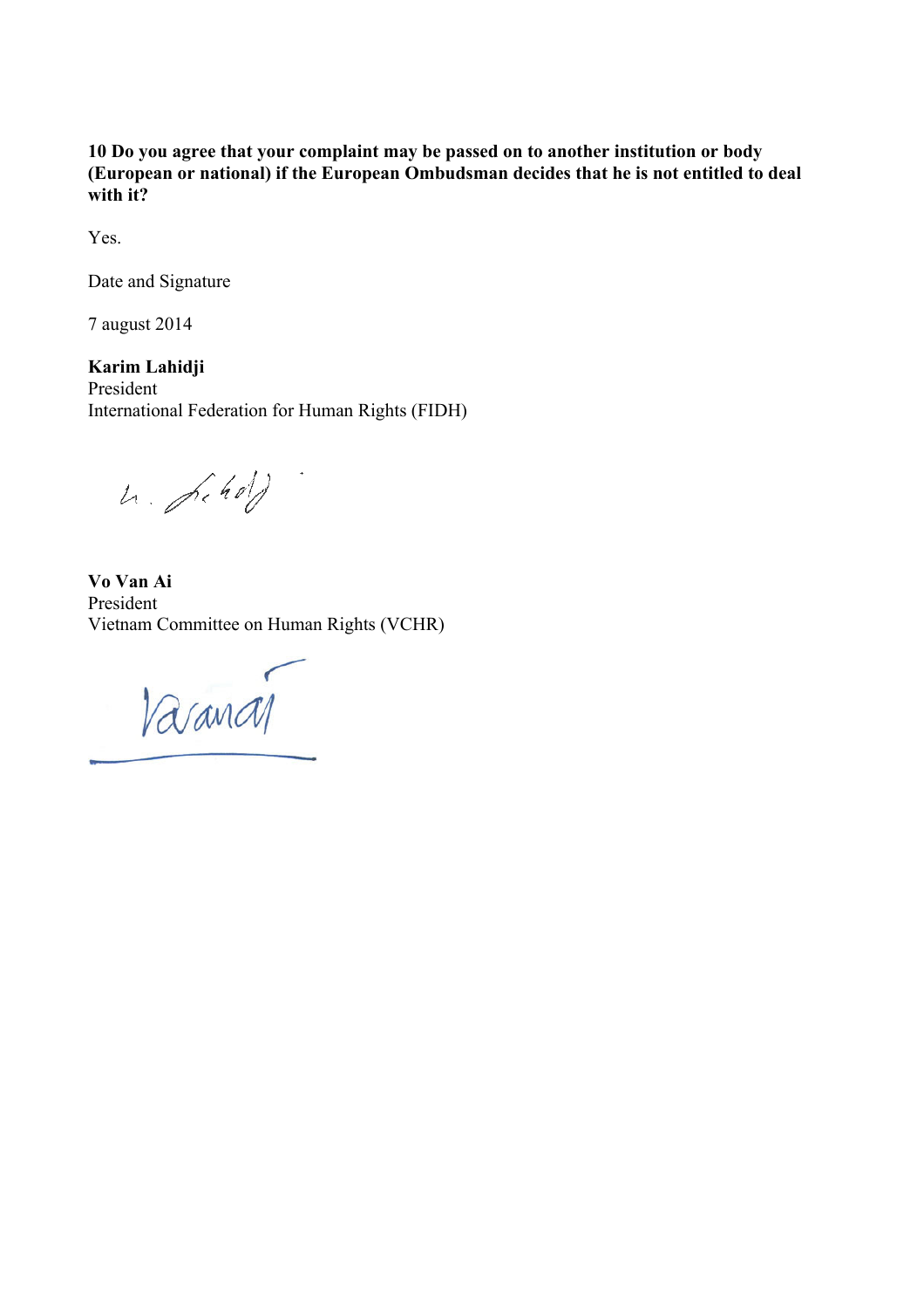**10 Do you agree that your complaint may be passed on to another institution or body (European or national) if the European Ombudsman decides that he is not entitled to deal with it?**

Yes.

Date and Signature

7 august 2014

**Karim Lahidji**
President
International Federation for Human Rights (FIDH)

**Vo Van Ai**
President
Vietnam Committee on Human Rights (VCHR)